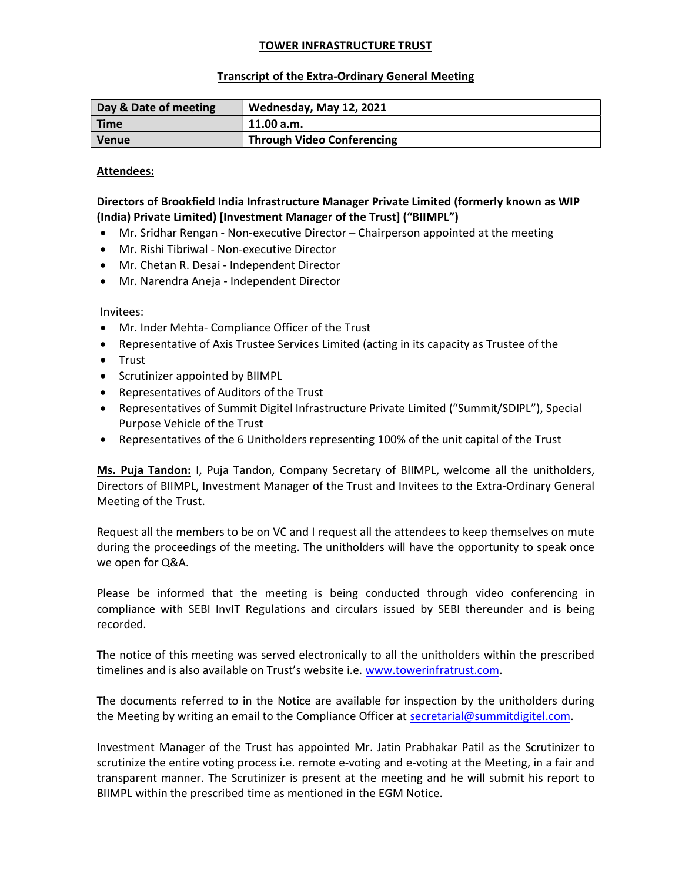# TOWER INFRASTRUCTURE TRUST

## Transcript of the Extra-Ordinary General Meeting

| Day & Date of meeting | Wednesday, May 12, 2021 |
|---|---|
| Time | 11.00 a.m. |
| Venue | Through Video Conferencing |

**Attendees:**

**Directors of Brookfield India Infrastructure Manager Private Limited (formerly known as WIP (India) Private Limited) [Investment Manager of the Trust] ("BIIMPL")**

- Mr. Sridhar Rengan - Non-executive Director – Chairperson appointed at the meeting
- Mr. Rishi Tibriwal - Non-executive Director
- Mr. Chetan R. Desai - Independent Director
- Mr. Narendra Aneja - Independent Director

Invitees:

- Mr. Inder Mehta- Compliance Officer of the Trust
- Representative of Axis Trustee Services Limited (acting in its capacity as Trustee of the
- Trust
- Scrutinizer appointed by BIIMPL
- Representatives of Auditors of the Trust
- Representatives of Summit Digitel Infrastructure Private Limited ("Summit/SDIPL"), Special Purpose Vehicle of the Trust
- Representatives of the 6 Unitholders representing 100% of the unit capital of the Trust

**Ms. Puja Tandon:** I, Puja Tandon, Company Secretary of BIIMPL, welcome all the unitholders, Directors of BIIMPL, Investment Manager of the Trust and Invitees to the Extra-Ordinary General Meeting of the Trust.

Request all the members to be on VC and I request all the attendees to keep themselves on mute during the proceedings of the meeting. The unitholders will have the opportunity to speak once we open for Q&A.

Please be informed that the meeting is being conducted through video conferencing in compliance with SEBI InvIT Regulations and circulars issued by SEBI thereunder and is being recorded.

The notice of this meeting was served electronically to all the unitholders within the prescribed timelines and is also available on Trust's website i.e. www.towerinfratrust.com.

The documents referred to in the Notice are available for inspection by the unitholders during the Meeting by writing an email to the Compliance Officer at secretarial@summitdigitel.com.

Investment Manager of the Trust has appointed Mr. Jatin Prabhakar Patil as the Scrutinizer to scrutinize the entire voting process i.e. remote e-voting and e-voting at the Meeting, in a fair and transparent manner. The Scrutinizer is present at the meeting and he will submit his report to BIIMPL within the prescribed time as mentioned in the EGM Notice.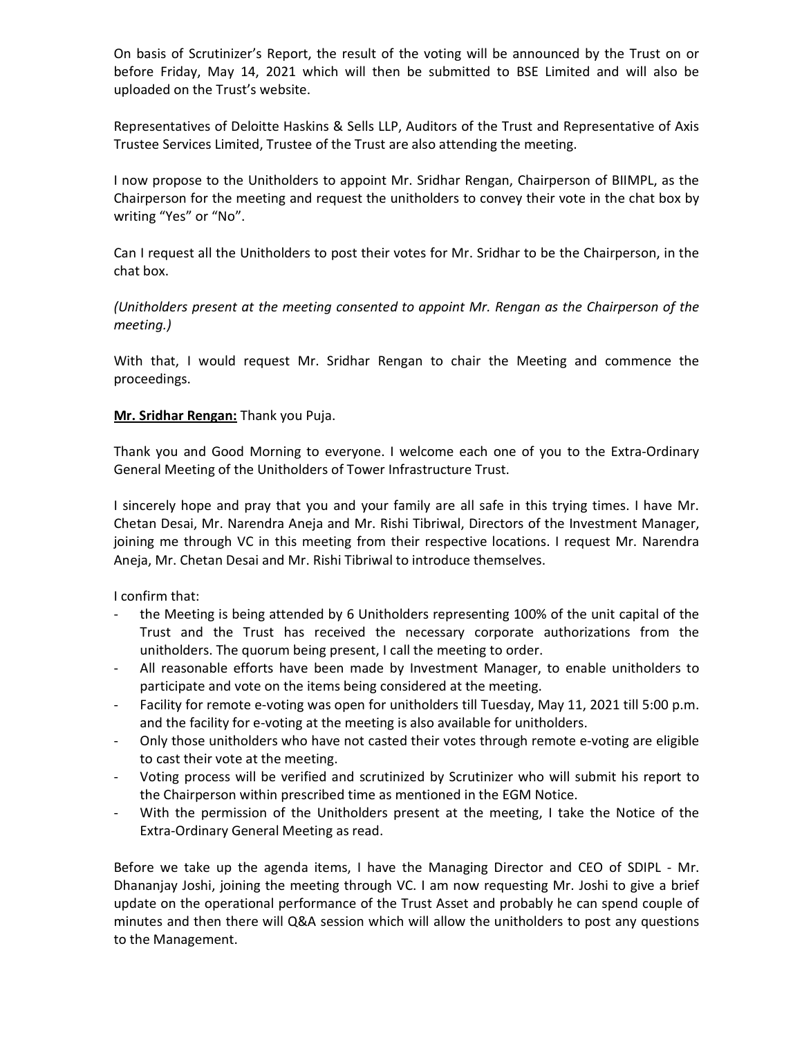On basis of Scrutinizer's Report, the result of the voting will be announced by the Trust on or before Friday, May 14, 2021 which will then be submitted to BSE Limited and will also be uploaded on the Trust's website.

Representatives of Deloitte Haskins & Sells LLP, Auditors of the Trust and Representative of Axis Trustee Services Limited, Trustee of the Trust are also attending the meeting.

I now propose to the Unitholders to appoint Mr. Sridhar Rengan, Chairperson of BIIMPL, as the Chairperson for the meeting and request the unitholders to convey their vote in the chat box by writing "Yes" or "No".

Can I request all the Unitholders to post their votes for Mr. Sridhar to be the Chairperson, in the chat box.

*(Unitholders present at the meeting consented to appoint Mr. Rengan as the Chairperson of the meeting.)*

With that, I would request Mr. Sridhar Rengan to chair the Meeting and commence the proceedings.

**Mr. Sridhar Rengan:** Thank you Puja.

Thank you and Good Morning to everyone. I welcome each one of you to the Extra-Ordinary General Meeting of the Unitholders of Tower Infrastructure Trust.

I sincerely hope and pray that you and your family are all safe in this trying times. I have Mr. Chetan Desai, Mr. Narendra Aneja and Mr. Rishi Tibriwal, Directors of the Investment Manager, joining me through VC in this meeting from their respective locations. I request Mr. Narendra Aneja, Mr. Chetan Desai and Mr. Rishi Tibriwal to introduce themselves.

I confirm that:

- the Meeting is being attended by 6 Unitholders representing 100% of the unit capital of the Trust and the Trust has received the necessary corporate authorizations from the unitholders. The quorum being present, I call the meeting to order.
- All reasonable efforts have been made by Investment Manager, to enable unitholders to participate and vote on the items being considered at the meeting.
- Facility for remote e-voting was open for unitholders till Tuesday, May 11, 2021 till 5:00 p.m. and the facility for e-voting at the meeting is also available for unitholders.
- Only those unitholders who have not casted their votes through remote e-voting are eligible to cast their vote at the meeting.
- Voting process will be verified and scrutinized by Scrutinizer who will submit his report to the Chairperson within prescribed time as mentioned in the EGM Notice.
- With the permission of the Unitholders present at the meeting, I take the Notice of the Extra-Ordinary General Meeting as read.

Before we take up the agenda items, I have the Managing Director and CEO of SDIPL - Mr. Dhananjay Joshi, joining the meeting through VC. I am now requesting Mr. Joshi to give a brief update on the operational performance of the Trust Asset and probably he can spend couple of minutes and then there will Q&A session which will allow the unitholders to post any questions to the Management.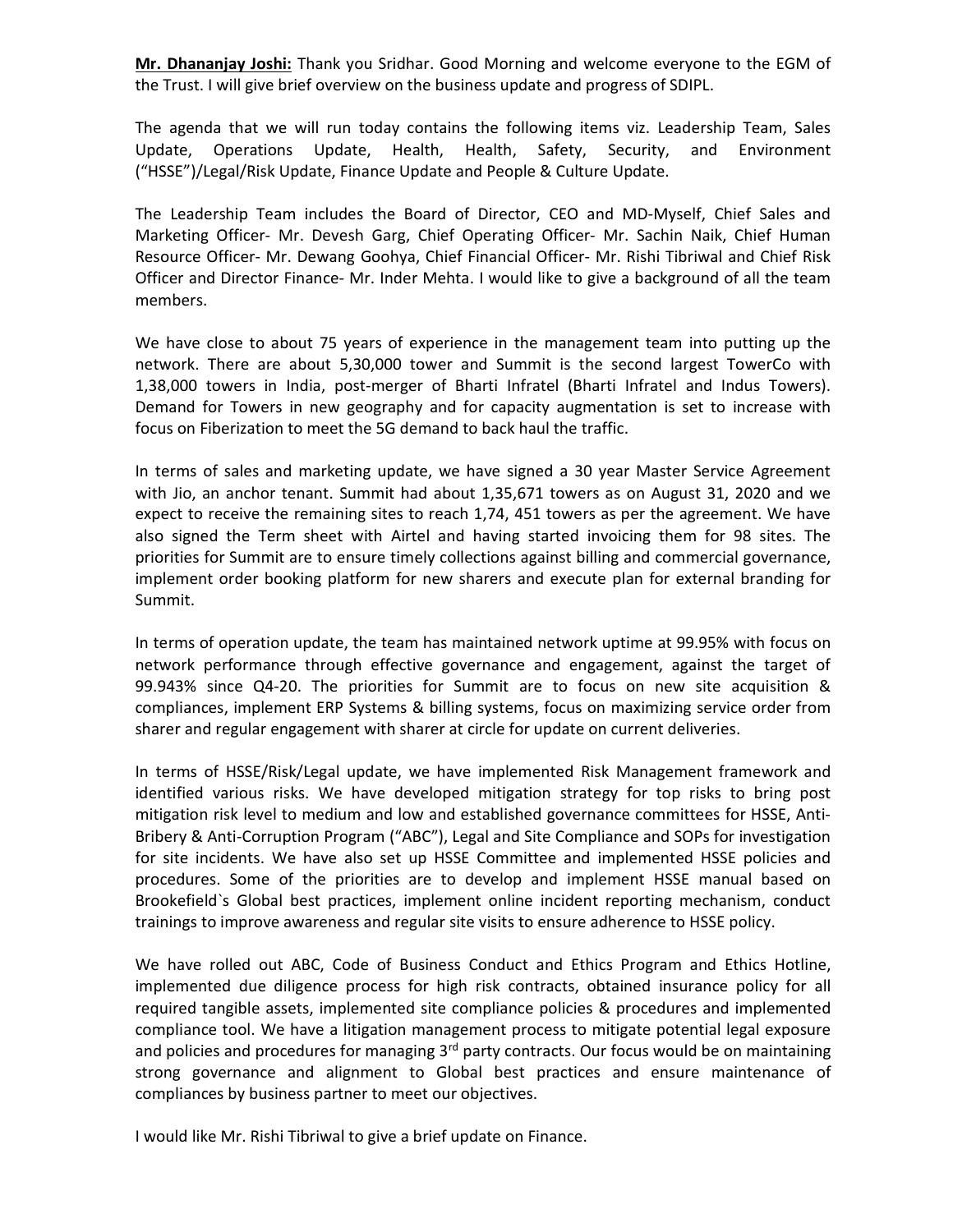**Mr. Dhananjay Joshi:** Thank you Sridhar. Good Morning and welcome everyone to the EGM of the Trust. I will give brief overview on the business update and progress of SDIPL.

The agenda that we will run today contains the following items viz. Leadership Team, Sales Update, Operations Update, Health, Health, Safety, Security, and Environment ("HSSE")/Legal/Risk Update, Finance Update and People & Culture Update.

The Leadership Team includes the Board of Director, CEO and MD-Myself, Chief Sales and Marketing Officer- Mr. Devesh Garg, Chief Operating Officer- Mr. Sachin Naik, Chief Human Resource Officer- Mr. Dewang Goohya, Chief Financial Officer- Mr. Rishi Tibriwal and Chief Risk Officer and Director Finance- Mr. Inder Mehta. I would like to give a background of all the team members.

We have close to about 75 years of experience in the management team into putting up the network. There are about 5,30,000 tower and Summit is the second largest TowerCo with 1,38,000 towers in India, post-merger of Bharti Infratel (Bharti Infratel and Indus Towers). Demand for Towers in new geography and for capacity augmentation is set to increase with focus on Fiberization to meet the 5G demand to back haul the traffic.

In terms of sales and marketing update, we have signed a 30 year Master Service Agreement with Jio, an anchor tenant. Summit had about 1,35,671 towers as on August 31, 2020 and we expect to receive the remaining sites to reach 1,74, 451 towers as per the agreement. We have also signed the Term sheet with Airtel and having started invoicing them for 98 sites. The priorities for Summit are to ensure timely collections against billing and commercial governance, implement order booking platform for new sharers and execute plan for external branding for Summit.

In terms of operation update, the team has maintained network uptime at 99.95% with focus on network performance through effective governance and engagement, against the target of 99.943% since Q4-20. The priorities for Summit are to focus on new site acquisition & compliances, implement ERP Systems & billing systems, focus on maximizing service order from sharer and regular engagement with sharer at circle for update on current deliveries.

In terms of HSSE/Risk/Legal update, we have implemented Risk Management framework and identified various risks. We have developed mitigation strategy for top risks to bring post mitigation risk level to medium and low and established governance committees for HSSE, Anti-Bribery & Anti-Corruption Program ("ABC"), Legal and Site Compliance and SOPs for investigation for site incidents. We have also set up HSSE Committee and implemented HSSE policies and procedures. Some of the priorities are to develop and implement HSSE manual based on Brookefield`s Global best practices, implement online incident reporting mechanism, conduct trainings to improve awareness and regular site visits to ensure adherence to HSSE policy.

We have rolled out ABC, Code of Business Conduct and Ethics Program and Ethics Hotline, implemented due diligence process for high risk contracts, obtained insurance policy for all required tangible assets, implemented site compliance policies & procedures and implemented compliance tool. We have a litigation management process to mitigate potential legal exposure and policies and procedures for managing 3rd party contracts. Our focus would be on maintaining strong governance and alignment to Global best practices and ensure maintenance of compliances by business partner to meet our objectives.

I would like Mr. Rishi Tibriwal to give a brief update on Finance.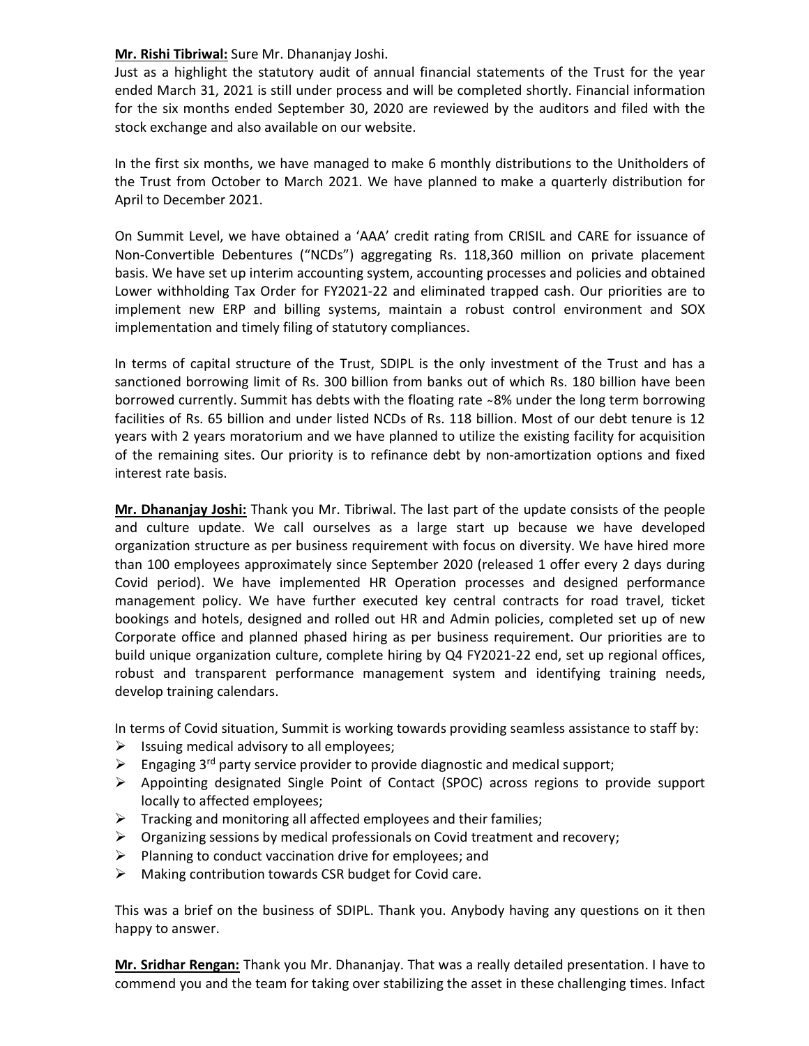**Mr. Rishi Tibriwal:** Sure Mr. Dhananjay Joshi.

Just as a highlight the statutory audit of annual financial statements of the Trust for the year ended March 31, 2021 is still under process and will be completed shortly. Financial information for the six months ended September 30, 2020 are reviewed by the auditors and filed with the stock exchange and also available on our website.

In the first six months, we have managed to make 6 monthly distributions to the Unitholders of the Trust from October to March 2021. We have planned to make a quarterly distribution for April to December 2021.

On Summit Level, we have obtained a 'AAA' credit rating from CRISIL and CARE for issuance of Non-Convertible Debentures ("NCDs") aggregating Rs. 118,360 million on private placement basis. We have set up interim accounting system, accounting processes and policies and obtained Lower withholding Tax Order for FY2021-22 and eliminated trapped cash. Our priorities are to implement new ERP and billing systems, maintain a robust control environment and SOX implementation and timely filing of statutory compliances.

In terms of capital structure of the Trust, SDIPL is the only investment of the Trust and has a sanctioned borrowing limit of Rs. 300 billion from banks out of which Rs. 180 billion have been borrowed currently. Summit has debts with the floating rate ~8% under the long term borrowing facilities of Rs. 65 billion and under listed NCDs of Rs. 118 billion. Most of our debt tenure is 12 years with 2 years moratorium and we have planned to utilize the existing facility for acquisition of the remaining sites. Our priority is to refinance debt by non-amortization options and fixed interest rate basis.

**Mr. Dhananjay Joshi:** Thank you Mr. Tibriwal. The last part of the update consists of the people and culture update. We call ourselves as a large start up because we have developed organization structure as per business requirement with focus on diversity. We have hired more than 100 employees approximately since September 2020 (released 1 offer every 2 days during Covid period). We have implemented HR Operation processes and designed performance management policy. We have further executed key central contracts for road travel, ticket bookings and hotels, designed and rolled out HR and Admin policies, completed set up of new Corporate office and planned phased hiring as per business requirement. Our priorities are to build unique organization culture, complete hiring by Q4 FY2021-22 end, set up regional offices, robust and transparent performance management system and identifying training needs, develop training calendars.

In terms of Covid situation, Summit is working towards providing seamless assistance to staff by:

- Issuing medical advisory to all employees;
- Engaging 3rd party service provider to provide diagnostic and medical support;
- Appointing designated Single Point of Contact (SPOC) across regions to provide support locally to affected employees;
- Tracking and monitoring all affected employees and their families;
- Organizing sessions by medical professionals on Covid treatment and recovery;
- Planning to conduct vaccination drive for employees; and
- Making contribution towards CSR budget for Covid care.

This was a brief on the business of SDIPL. Thank you. Anybody having any questions on it then happy to answer.

**Mr. Sridhar Rengan:** Thank you Mr. Dhananjay. That was a really detailed presentation. I have to commend you and the team for taking over stabilizing the asset in these challenging times. Infact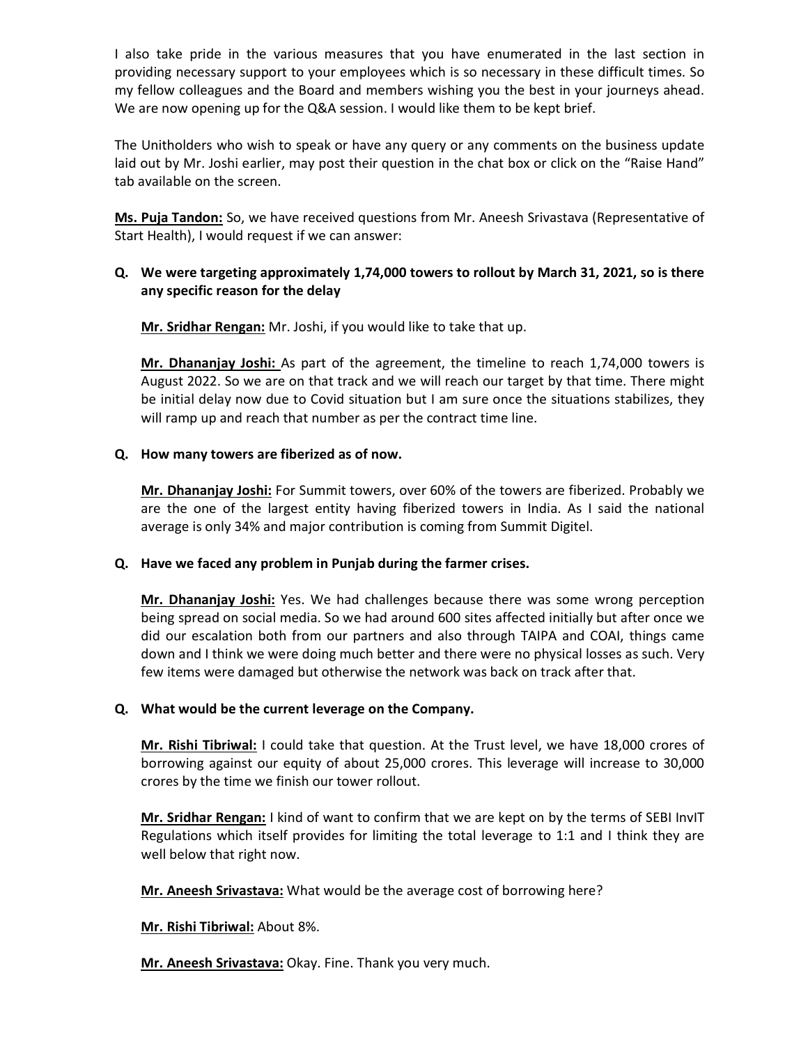I also take pride in the various measures that you have enumerated in the last section in providing necessary support to your employees which is so necessary in these difficult times. So my fellow colleagues and the Board and members wishing you the best in your journeys ahead. We are now opening up for the Q&A session. I would like them to be kept brief.

The Unitholders who wish to speak or have any query or any comments on the business update laid out by Mr. Joshi earlier, may post their question in the chat box or click on the "Raise Hand" tab available on the screen.

**Ms. Puja Tandon:** So, we have received questions from Mr. Aneesh Srivastava (Representative of Start Health), I would request if we can answer:

**Q. We were targeting approximately 1,74,000 towers to rollout by March 31, 2021, so is there any specific reason for the delay**

**Mr. Sridhar Rengan:** Mr. Joshi, if you would like to take that up.

**Mr. Dhananjay Joshi:** As part of the agreement, the timeline to reach 1,74,000 towers is August 2022. So we are on that track and we will reach our target by that time. There might be initial delay now due to Covid situation but I am sure once the situations stabilizes, they will ramp up and reach that number as per the contract time line.

**Q. How many towers are fiberized as of now.**

**Mr. Dhananjay Joshi:** For Summit towers, over 60% of the towers are fiberized. Probably we are the one of the largest entity having fiberized towers in India. As I said the national average is only 34% and major contribution is coming from Summit Digitel.

**Q. Have we faced any problem in Punjab during the farmer crises.**

**Mr. Dhananjay Joshi:** Yes. We had challenges because there was some wrong perception being spread on social media. So we had around 600 sites affected initially but after once we did our escalation both from our partners and also through TAIPA and COAI, things came down and I think we were doing much better and there were no physical losses as such. Very few items were damaged but otherwise the network was back on track after that.

**Q. What would be the current leverage on the Company.**

**Mr. Rishi Tibriwal:** I could take that question. At the Trust level, we have 18,000 crores of borrowing against our equity of about 25,000 crores. This leverage will increase to 30,000 crores by the time we finish our tower rollout.

**Mr. Sridhar Rengan:** I kind of want to confirm that we are kept on by the terms of SEBI InvIT Regulations which itself provides for limiting the total leverage to 1:1 and I think they are well below that right now.

**Mr. Aneesh Srivastava:** What would be the average cost of borrowing here?

**Mr. Rishi Tibriwal:** About 8%.

**Mr. Aneesh Srivastava:** Okay. Fine. Thank you very much.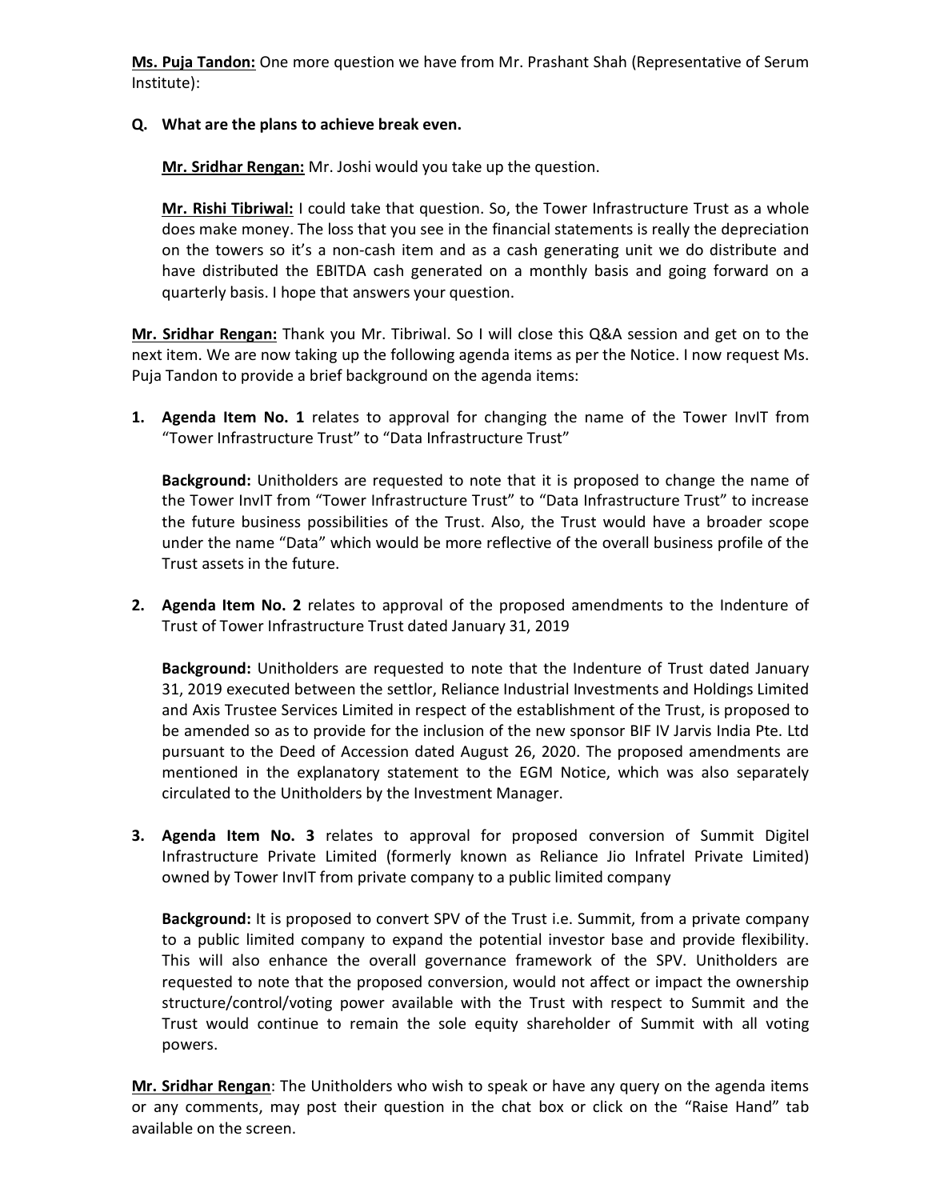**Ms. Puja Tandon:** One more question we have from Mr. Prashant Shah (Representative of Serum Institute):

**Q. What are the plans to achieve break even.**

> **Mr. Sridhar Rengan:** Mr. Joshi would you take up the question.
>
> **Mr. Rishi Tibriwal:** I could take that question. So, the Tower Infrastructure Trust as a whole does make money. The loss that you see in the financial statements is really the depreciation on the towers so it's a non-cash item and as a cash generating unit we do distribute and have distributed the EBITDA cash generated on a monthly basis and going forward on a quarterly basis. I hope that answers your question.

**Mr. Sridhar Rengan:** Thank you Mr. Tibriwal. So I will close this Q&A session and get on to the next item. We are now taking up the following agenda items as per the Notice. I now request Ms. Puja Tandon to provide a brief background on the agenda items:

1. **Agenda Item No. 1** relates to approval for changing the name of the Tower InvIT from "Tower Infrastructure Trust" to "Data Infrastructure Trust"

   **Background:** Unitholders are requested to note that it is proposed to change the name of the Tower InvIT from "Tower Infrastructure Trust" to "Data Infrastructure Trust" to increase the future business possibilities of the Trust. Also, the Trust would have a broader scope under the name "Data" which would be more reflective of the overall business profile of the Trust assets in the future.

2. **Agenda Item No. 2** relates to approval of the proposed amendments to the Indenture of Trust of Tower Infrastructure Trust dated January 31, 2019

   **Background:** Unitholders are requested to note that the Indenture of Trust dated January 31, 2019 executed between the settlor, Reliance Industrial Investments and Holdings Limited and Axis Trustee Services Limited in respect of the establishment of the Trust, is proposed to be amended so as to provide for the inclusion of the new sponsor BIF IV Jarvis India Pte. Ltd pursuant to the Deed of Accession dated August 26, 2020. The proposed amendments are mentioned in the explanatory statement to the EGM Notice, which was also separately circulated to the Unitholders by the Investment Manager.

3. **Agenda Item No. 3** relates to approval for proposed conversion of Summit Digitel Infrastructure Private Limited (formerly known as Reliance Jio Infratel Private Limited) owned by Tower InvIT from private company to a public limited company

   **Background:** It is proposed to convert SPV of the Trust i.e. Summit, from a private company to a public limited company to expand the potential investor base and provide flexibility. This will also enhance the overall governance framework of the SPV. Unitholders are requested to note that the proposed conversion, would not affect or impact the ownership structure/control/voting power available with the Trust with respect to Summit and the Trust would continue to remain the sole equity shareholder of Summit with all voting powers.

**Mr. Sridhar Rengan**: The Unitholders who wish to speak or have any query on the agenda items or any comments, may post their question in the chat box or click on the "Raise Hand" tab available on the screen.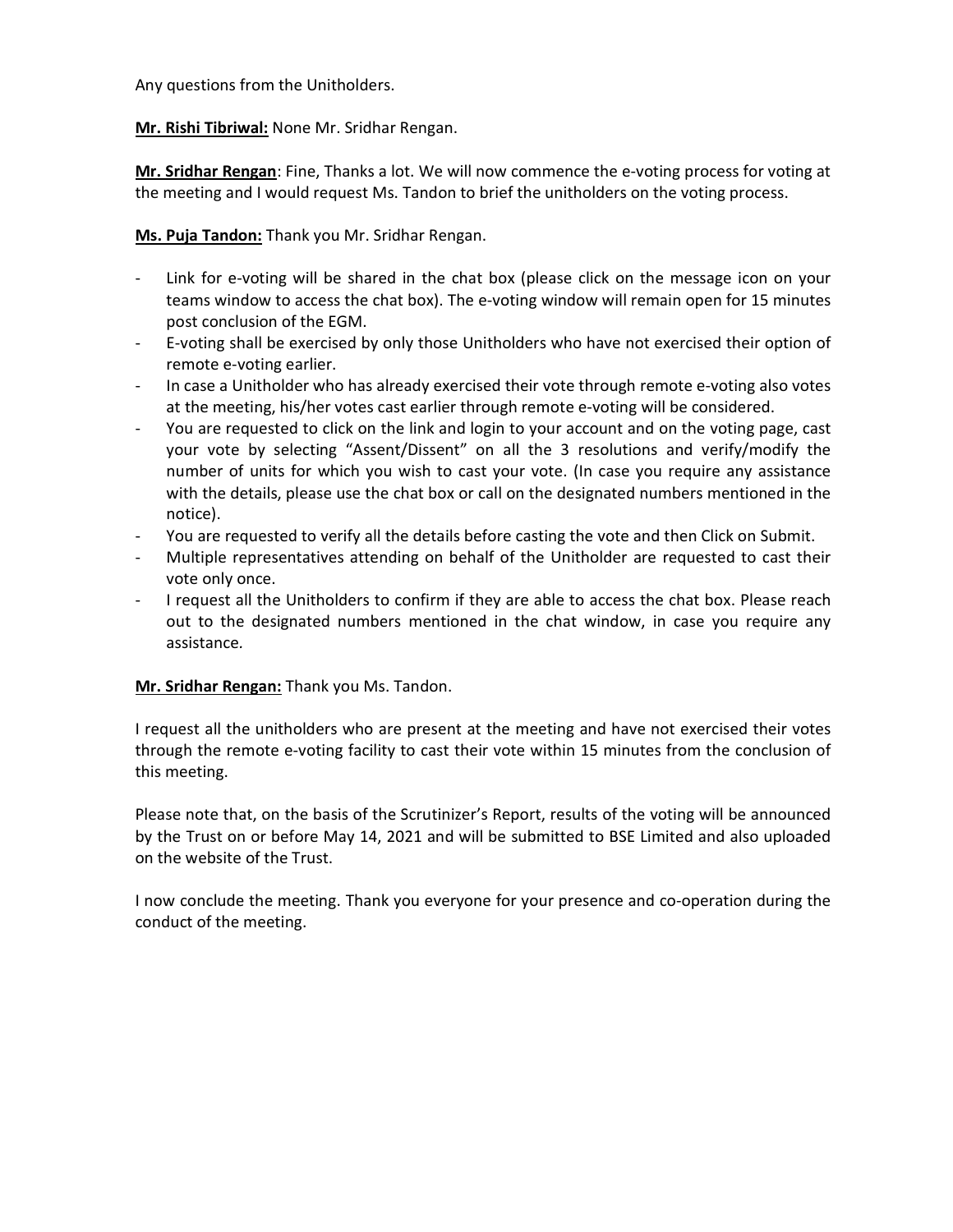Any questions from the Unitholders.

**Mr. Rishi Tibriwal:** None Mr. Sridhar Rengan.

**Mr. Sridhar Rengan**: Fine, Thanks a lot. We will now commence the e-voting process for voting at the meeting and I would request Ms. Tandon to brief the unitholders on the voting process.

**Ms. Puja Tandon:** Thank you Mr. Sridhar Rengan.

- Link for e-voting will be shared in the chat box (please click on the message icon on your teams window to access the chat box). The e-voting window will remain open for 15 minutes post conclusion of the EGM.
- E-voting shall be exercised by only those Unitholders who have not exercised their option of remote e-voting earlier.
- In case a Unitholder who has already exercised their vote through remote e-voting also votes at the meeting, his/her votes cast earlier through remote e-voting will be considered.
- You are requested to click on the link and login to your account and on the voting page, cast your vote by selecting "Assent/Dissent" on all the 3 resolutions and verify/modify the number of units for which you wish to cast your vote. (In case you require any assistance with the details, please use the chat box or call on the designated numbers mentioned in the notice).
- You are requested to verify all the details before casting the vote and then Click on Submit.
- Multiple representatives attending on behalf of the Unitholder are requested to cast their vote only once.
- I request all the Unitholders to confirm if they are able to access the chat box. Please reach out to the designated numbers mentioned in the chat window, in case you require any assistance.

**Mr. Sridhar Rengan:** Thank you Ms. Tandon.

I request all the unitholders who are present at the meeting and have not exercised their votes through the remote e-voting facility to cast their vote within 15 minutes from the conclusion of this meeting.

Please note that, on the basis of the Scrutinizer's Report, results of the voting will be announced by the Trust on or before May 14, 2021 and will be submitted to BSE Limited and also uploaded on the website of the Trust.

I now conclude the meeting. Thank you everyone for your presence and co-operation during the conduct of the meeting.